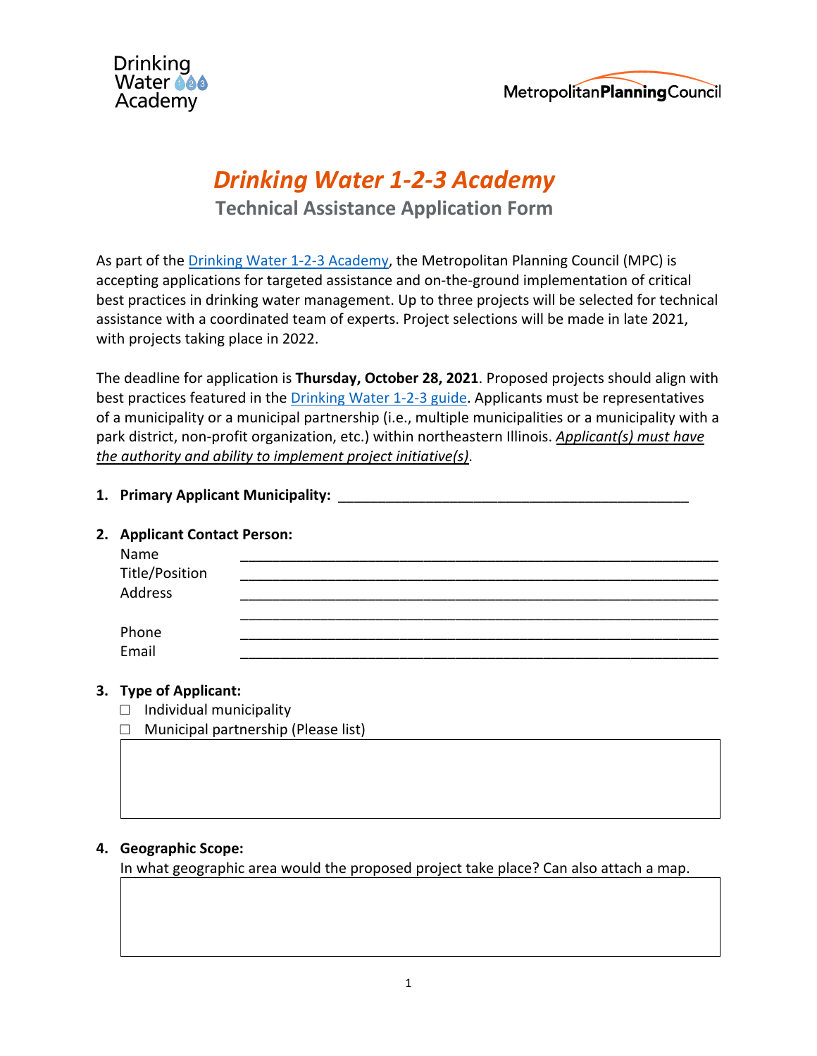# *Drinking Water 1-2-3 Academy*

## Technical Assistance Application Form

As part of the Drinking Water 1-2-3 Academy, the Metropolitan Planning Council (MPC) is accepting applications for targeted assistance and on-the-ground implementation of critical best practices in drinking water management. Up to three projects will be selected for technical assistance with a coordinated team of experts. Project selections will be made in late 2021, with projects taking place in 2022.

The deadline for application is **Thursday, October 28, 2021**. Proposed projects should align with best practices featured in the Drinking Water 1-2-3 guide. Applicants must be representatives of a municipality or a municipal partnership (i.e., multiple municipalities or a municipality with a park district, non-profit organization, etc.) within northeastern Illinois. *Applicant(s) must have the authority and ability to implement project initiative(s)*.

1. **Primary Applicant Municipality:** ______________________________________________

2. **Applicant Contact Person:**

   Name ______________________________________________

   Title/Position ______________________________________________

   Address ______________________________________________

   ______________________________________________

   Phone ______________________________________________

   Email ______________________________________________

3. **Type of Applicant:**
   - ☐ Individual municipality
   - ☐ Municipal partnership (Please list)

4. **Geographic Scope:**

   In what geographic area would the proposed project take place? Can also attach a map.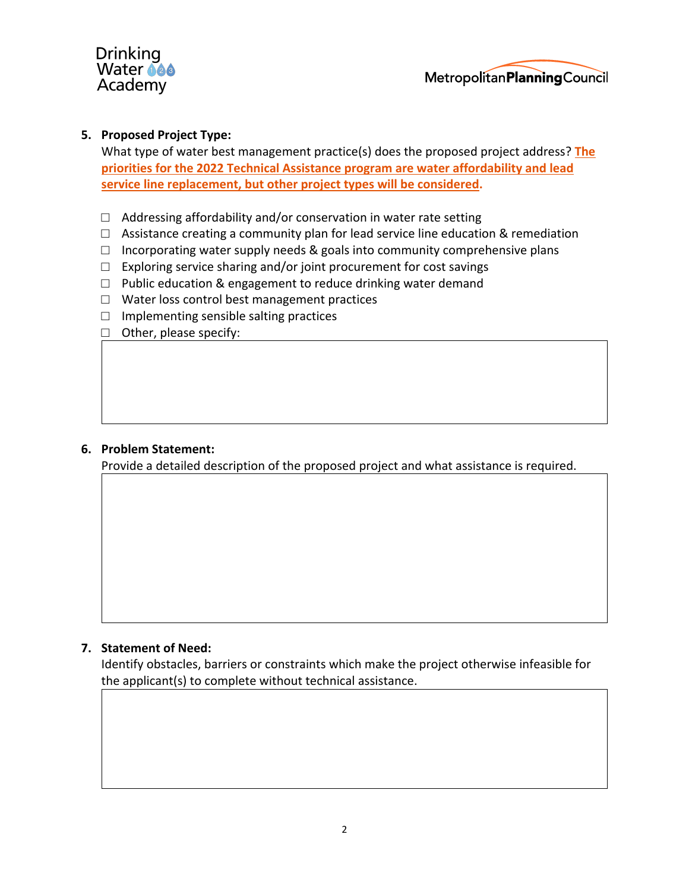5. **Proposed Project Type:**
   What type of water best management practice(s) does the proposed project address? **The priorities for the 2022 Technical Assistance program are water affordability and lead service line replacement, but other project types will be considered.**

   - ☐ Addressing affordability and/or conservation in water rate setting
   - ☐ Assistance creating a community plan for lead service line education & remediation
   - ☐ Incorporating water supply needs & goals into community comprehensive plans
   - ☐ Exploring service sharing and/or joint procurement for cost savings
   - ☐ Public education & engagement to reduce drinking water demand
   - ☐ Water loss control best management practices
   - ☐ Implementing sensible salting practices
   - ☐ Other, please specify:

6. **Problem Statement:**
   Provide a detailed description of the proposed project and what assistance is required.

7. **Statement of Need:**
   Identify obstacles, barriers or constraints which make the project otherwise infeasible for the applicant(s) to complete without technical assistance.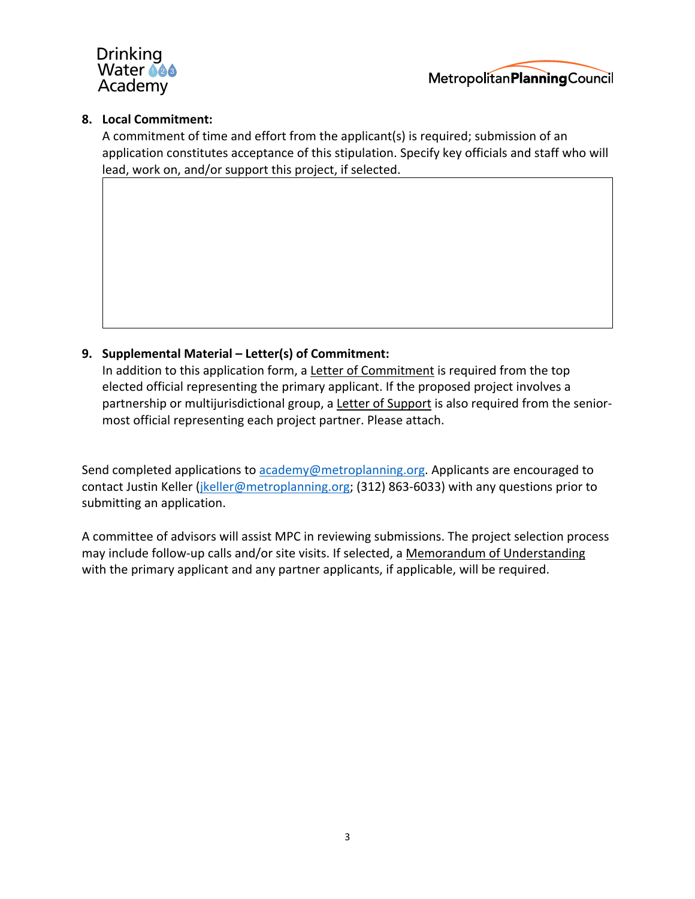8. **Local Commitment:**
   A commitment of time and effort from the applicant(s) is required; submission of an application constitutes acceptance of this stipulation. Specify key officials and staff who will lead, work on, and/or support this project, if selected.

9. **Supplemental Material – Letter(s) of Commitment:**
   In addition to this application form, a Letter of Commitment is required from the top elected official representing the primary applicant. If the proposed project involves a partnership or multijurisdictional group, a Letter of Support is also required from the senior-most official representing each project partner. Please attach.

Send completed applications to academy@metroplanning.org. Applicants are encouraged to contact Justin Keller (jkeller@metroplanning.org; (312) 863-6033) with any questions prior to submitting an application.

A committee of advisors will assist MPC in reviewing submissions. The project selection process may include follow-up calls and/or site visits. If selected, a Memorandum of Understanding with the primary applicant and any partner applicants, if applicable, will be required.